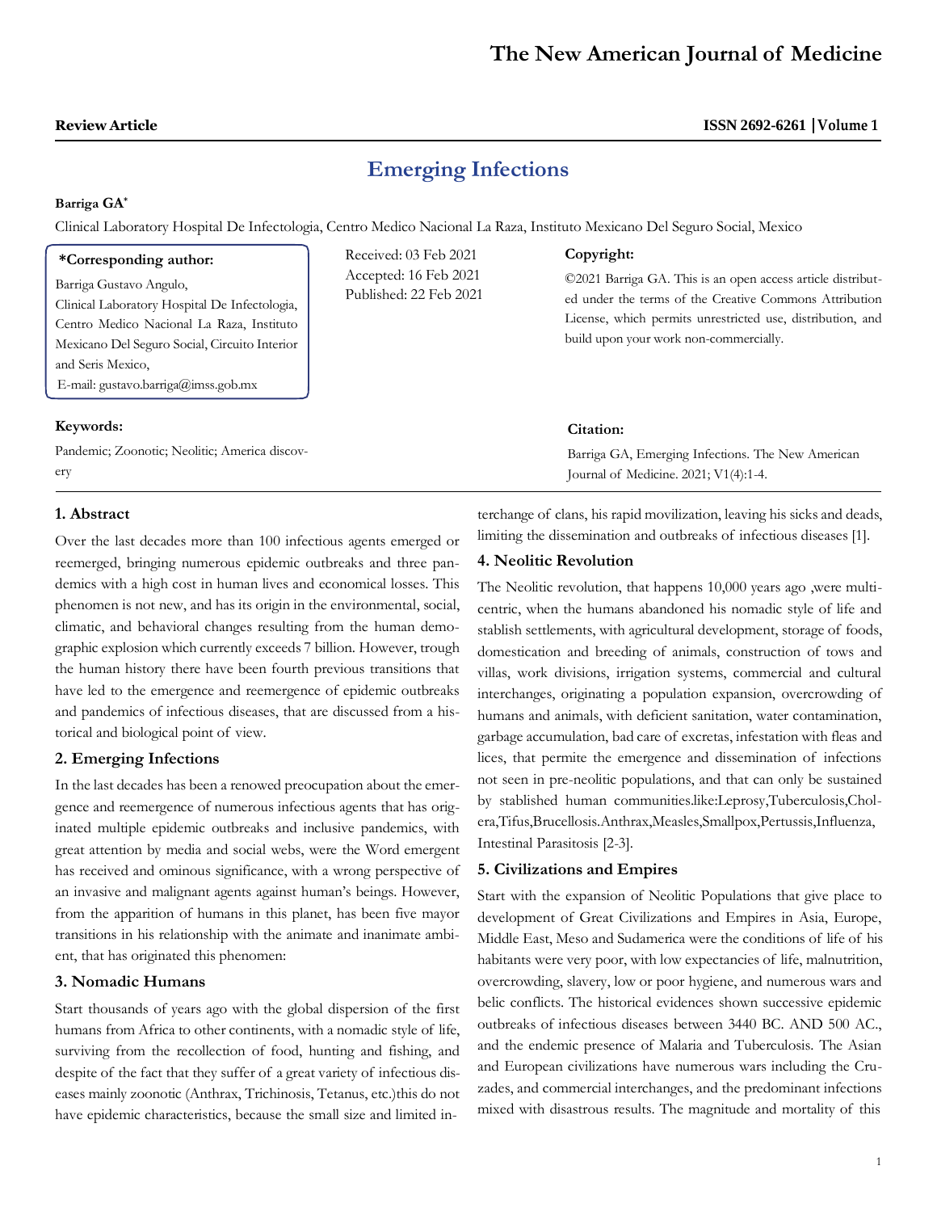**Review Article**

# Emerging Infections

**Barriga GA***

Clinical Laboratory Hospital De Infectologia, Centro Medico Nacional La Raza, Instituto Mexicano Del Seguro Social, Mexico

**\*Corresponding author:**
Barriga Gustavo Angulo,
Clinical Laboratory Hospital De Infectologia, Centro Medico Nacional La Raza, Instituto Mexicano Del Seguro Social, Circuito Interior and Seris Mexico,
E-mail: gustavo.barriga@imss.gob.mx

Received: 03 Feb 2021
Accepted: 16 Feb 2021
Published: 22 Feb 2021

**Copyright:**
©2021 Barriga GA. This is an open access article distributed under the terms of the Creative Commons Attribution License, which permits unrestricted use, distribution, and build upon your work non-commercially.

**Keywords:**
Pandemic; Zoonotic; Neolitic; America discovery

**Citation:**
Barriga GA, Emerging Infections. The New American Journal of Medicine. 2021; V1(4):1-4.

## 1. Abstract

Over the last decades more than 100 infectious agents emerged or reemerged, bringing numerous epidemic outbreaks and three pandemics with a high cost in human lives and economical losses. This phenomen is not new, and has its origin in the environmental, social, climatic, and behavioral changes resulting from the human demographic explosion which currently exceeds 7 billion. However, trough the human history there have been fourth previous transitions that have led to the emergence and reemergence of epidemic outbreaks and pandemics of infectious diseases, that are discussed from a historical and biological point of view.

## 2. Emerging Infections

In the last decades has been a renowed preocupation about the emergence and reemergence of numerous infectious agents that has originated multiple epidemic outbreaks and inclusive pandemics, with great attention by media and social webs, were the Word emergent has received and ominous significance, with a wrong perspective of an invasive and malignant agents against human's beings. However, from the apparition of humans in this planet, has been five mayor transitions in his relationship with the animate and inanimate ambient, that has originated this phenomen:

## 3. Nomadic Humans

Start thousands of years ago with the global dispersion of the first humans from Africa to other continents, with a nomadic style of life, surviving from the recollection of food, hunting and fishing, and despite of the fact that they suffer of a great variety of infectious diseases mainly zoonotic (Anthrax, Trichinosis, Tetanus, etc.)this do not have epidemic characteristics, because the small size and limited interchange of clans, his rapid movilization, leaving his sicks and deads, limiting the dissemination and outbreaks of infectious diseases [1].

## 4. Neolitic Revolution

The Neolitic revolution, that happens 10,000 years ago ,were multicentric, when the humans abandoned his nomadic style of life and stablish settlements, with agricultural development, storage of foods, domestication and breeding of animals, construction of tows and villas, work divisions, irrigation systems, commercial and cultural interchanges, originating a population expansion, overcrowding of humans and animals, with deficient sanitation, water contamination, garbage accumulation, bad care of excretas, infestation with fleas and lices, that permite the emergence and dissemination of infections not seen in pre-neolitic populations, and that can only be sustained by stablished human communities.like:Leprosy,Tuberculosis,Cholera,Tifus,Brucellosis.Anthrax,Measles,Smallpox,Pertussis,Influenza, Intestinal Parasitosis [2-3].

## 5. Civilizations and Empires

Start with the expansion of Neolitic Populations that give place to development of Great Civilizations and Empires in Asia, Europe, Middle East, Meso and Sudamerica were the conditions of life of his habitants were very poor, with low expectancies of life, malnutrition, overcrowding, slavery, low or poor hygiene, and numerous wars and belic conflicts. The historical evidences shown successive epidemic outbreaks of infectious diseases between 3440 BC. AND 500 AC., and the endemic presence of Malaria and Tuberculosis. The Asian and European civilizations have numerous wars including the Cruzades, and commercial interchanges, and the predominant infections mixed with disastrous results. The magnitude and mortality of this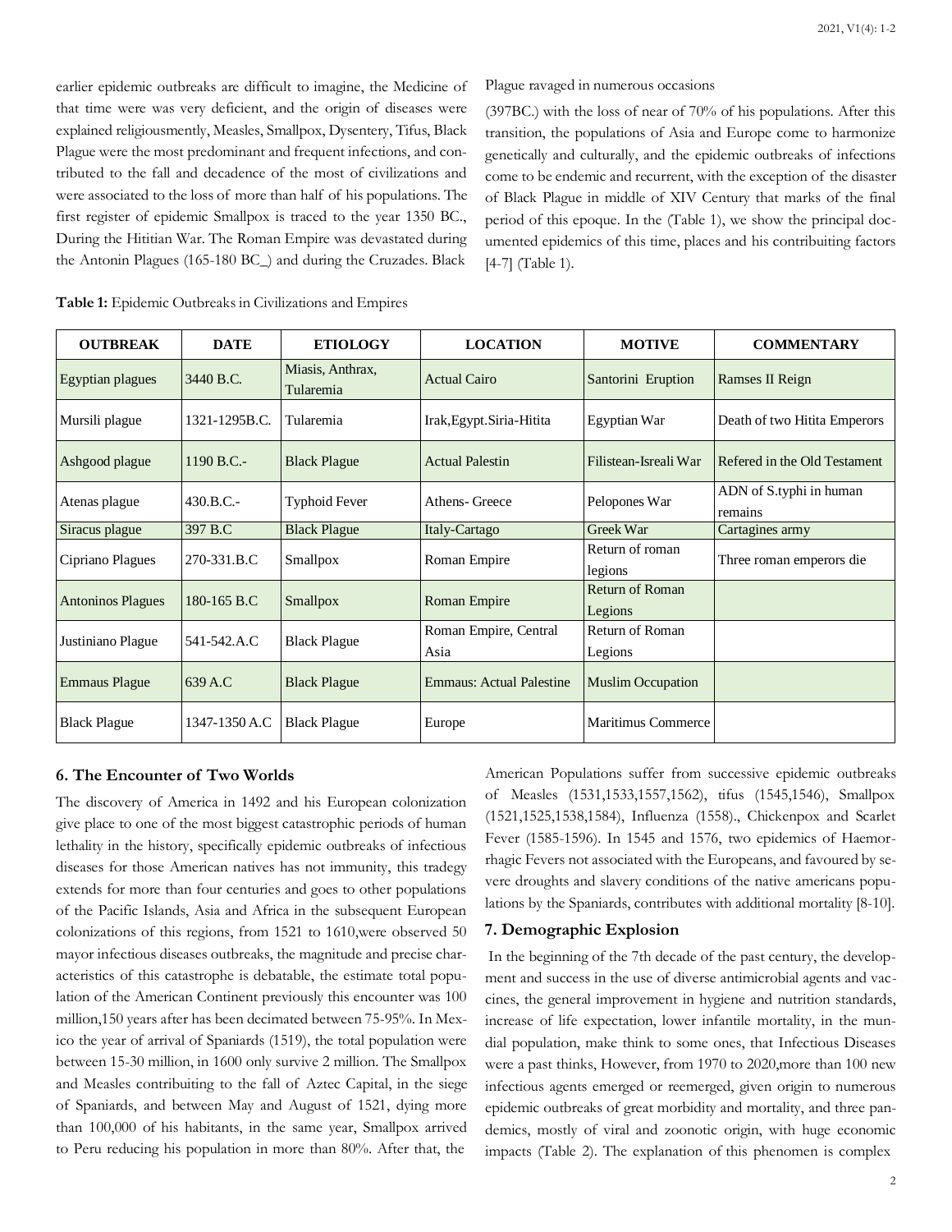earlier epidemic outbreaks are difficult to imagine, the Medicine of that time were was very deficient, and the origin of diseases were explained religiousmently, Measles, Smallpox, Dysentery, Tifus, Black Plague were the most predominant and frequent infections, and contributed to the fall and decadence of the most of civilizations and were associated to the loss of more than half of his populations. The first register of epidemic Smallpox is traced to the year 1350 BC., During the Hititian War. The Roman Empire was devastated during the Antonin Plagues (165-180 BC_) and during the Cruzades. Black Plague ravaged in numerous occasions

(397BC.) with the loss of near of 70% of his populations. After this transition, the populations of Asia and Europe come to harmonize genetically and culturally, and the epidemic outbreaks of infections come to be endemic and recurrent, with the exception of the disaster of Black Plague in middle of XIV Century that marks of the final period of this epoque. In the (Table 1), we show the principal documented epidemics of this time, places and his contribuiting factors [4-7] (Table 1).

**Table 1:** Epidemic Outbreaks in Civilizations and Empires

| OUTBREAK | DATE | ETIOLOGY | LOCATION | MOTIVE | COMMENTARY |
|---|---|---|---|---|---|
| Egyptian plagues | 3440 B.C. | Miasis, Anthrax, Tularemia | Actual Cairo | Santorini Eruption | Ramses II Reign |
| Mursili plague | 1321-1295B.C. | Tularemia | Irak,Egypt.Siria-Hitita | Egyptian War | Death of two Hitita Emperors |
| Ashgood plague | 1190 B.C.- | Black Plague | Actual Palestin | Filistean-Isreali War | Refered in the Old Testament |
| Atenas plague | 430.B.C.- | Typhoid Fever | Athens- Greece | Pelopones War | ADN of S.typhi in human remains |
| Siracus plague | 397 B.C | Black Plague | Italy-Cartago | Greek War | Cartagines army |
| Cipriano Plagues | 270-331.B.C | Smallpox | Roman Empire | Return of roman legions | Three roman emperors die |
| Antoninos Plagues | 180-165 B.C | Smallpox | Roman Empire | Return of Roman Legions | |
| Justiniano Plague | 541-542.A.C | Black Plague | Roman Empire, Central Asia | Return of Roman Legions | |
| Emmaus Plague | 639 A.C | Black Plague | Emmaus: Actual Palestine | Muslim Occupation | |
| Black Plague | 1347-1350 A.C | Black Plague | Europe | Maritimus Commerce | |

## 6. The Encounter of Two Worlds

The discovery of America in 1492 and his European colonization give place to one of the most biggest catastrophic periods of human lethality in the history, specifically epidemic outbreaks of infectious diseases for those American natives has not immunity, this tradegy extends for more than four centuries and goes to other populations of the Pacific Islands, Asia and Africa in the subsequent European colonizations of this regions, from 1521 to 1610,were observed 50 mayor infectious diseases outbreaks, the magnitude and precise characteristics of this catastrophe is debatable, the estimate total population of the American Continent previously this encounter was 100 million,150 years after has been decimated between 75-95%. In Mexico the year of arrival of Spaniards (1519), the total population were between 15-30 million, in 1600 only survive 2 million. The Smallpox and Measles contribuiting to the fall of Aztec Capital, in the siege of Spaniards, and between May and August of 1521, dying more than 100,000 of his habitants, in the same year, Smallpox arrived to Peru reducing his population in more than 80%. After that, the American Populations suffer from successive epidemic outbreaks of Measles (1531,1533,1557,1562), tifus (1545,1546), Smallpox (1521,1525,1538,1584), Influenza (1558)., Chickenpox and Scarlet Fever (1585-1596). In 1545 and 1576, two epidemics of Haemorrhagic Fevers not associated with the Europeans, and favoured by severe droughts and slavery conditions of the native americans populations by the Spaniards, contributes with additional mortality [8-10].

## 7. Demographic Explosion

In the beginning of the 7th decade of the past century, the development and success in the use of diverse antimicrobial agents and vaccines, the general improvement in hygiene and nutrition standards, increase of life expectation, lower infantile mortality, in the mundial population, make think to some ones, that Infectious Diseases were a past thinks, However, from 1970 to 2020,more than 100 new infectious agents emerged or reemerged, given origin to numerous epidemic outbreaks of great morbidity and mortality, and three pandemics, mostly of viral and zoonotic origin, with huge economic impacts (Table 2). The explanation of this phenomen is complex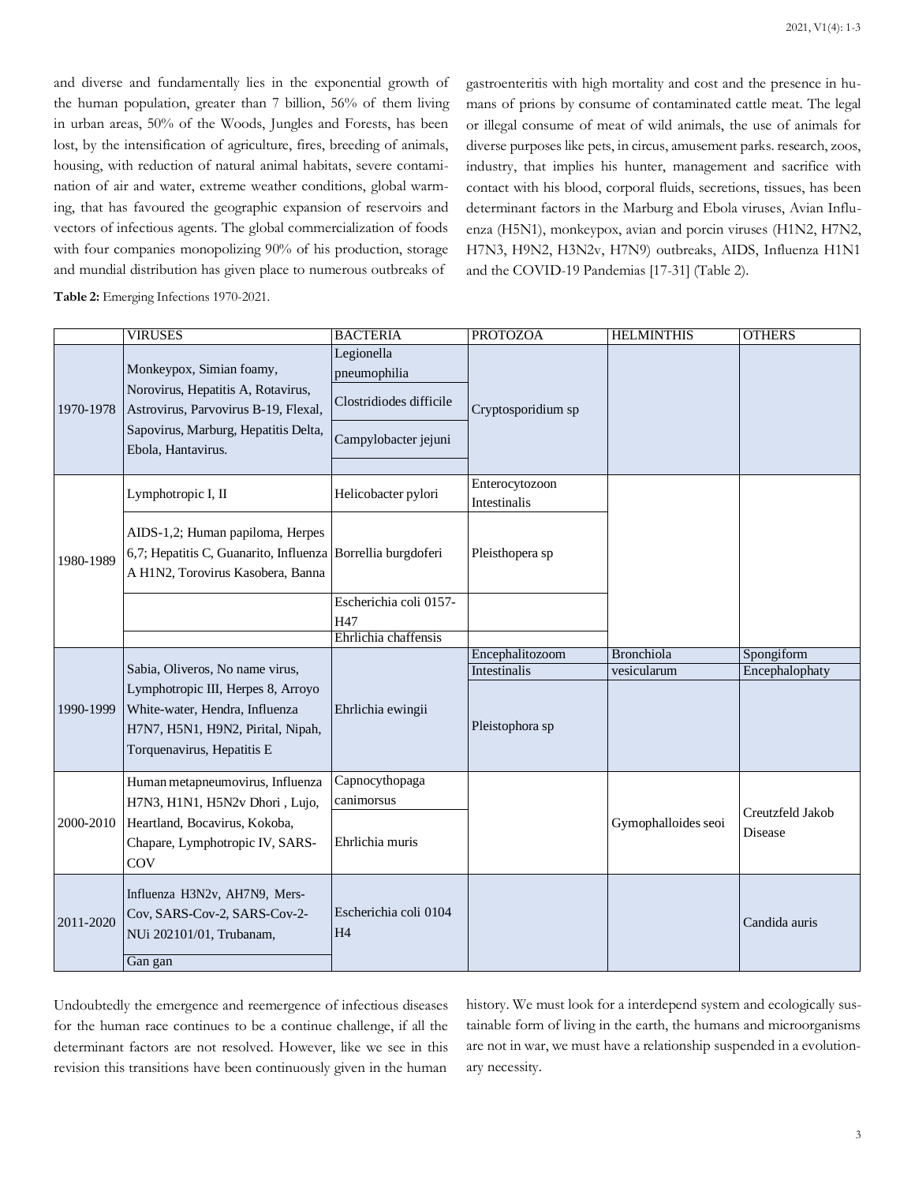and diverse and fundamentally lies in the exponential growth of the human population, greater than 7 billion, 56% of them living in urban areas, 50% of the Woods, Jungles and Forests, has been lost, by the intensification of agriculture, fires, breeding of animals, housing, with reduction of natural animal habitats, severe contamination of air and water, extreme weather conditions, global warming, that has favoured the geographic expansion of reservoirs and vectors of infectious agents. The global commercialization of foods with four companies monopolizing 90% of his production, storage and mundial distribution has given place to numerous outbreaks of gastroenteritis with high mortality and cost and the presence in humans of prions by consume of contaminated cattle meat. The legal or illegal consume of meat of wild animals, the use of animals for diverse purposes like pets, in circus, amusement parks. research, zoos, industry, that implies his hunter, management and sacrifice with contact with his blood, corporal fluids, secretions, tissues, has been determinant factors in the Marburg and Ebola viruses, Avian Influenza (H5N1), monkeypox, avian and porcin viruses (H1N2, H7N2, H7N3, H9N2, H3N2v, H7N9) outbreaks, AIDS, Influenza H1N1 and the COVID-19 Pandemias [17-31] (Table 2).

**Table 2:** Emerging Infections 1970-2021.

| | VIRUSES | BACTERIA | PROTOZOA | HELMINTHIS | OTHERS |
|---|---|---|---|---|---|
| 1970-1978 | Monkeypox, Simian foamy, Norovirus, Hepatitis A, Rotavirus, Astrovirus, Parvovirus B-19, Flexal, Sapovirus, Marburg, Hepatitis Delta, Ebola, Hantavirus. | Legionella pneumophilia | Cryptosporidium sp | | |
| | | Clostridiodes difficile | | | |
| | | Campylobacter jejuni | | | |
| 1980-1989 | Lymphotropic I, II | Helicobacter pylori | Enterocytozoon Intestinalis | | |
| | AIDS-1,2; Human papiloma, Herpes 6,7; Hepatitis C, Guanarito, Influenza A H1N2, Torovirus Kasobera, Banna | Borrellia burgdoferi | Pleisthopera sp | | |
| | | Escherichia coli 0157-H47 | | | |
| | | Ehrlichia chaffensis | | | |
| 1990-1999 | Sabia, Oliveros, No name virus, Lymphotropic III, Herpes 8, Arroyo White-water, Hendra, Influenza H7N7, H5N1, H9N2, Pirital, Nipah, Torquenavirus, Hepatitis E | Ehrlichia ewingii | Encephalitozoom Intestinalis | Bronchiola vesicularum | Spongiform Encephalophaty |
| | | | Pleistophora sp | | |
| 2000-2010 | Human metapneumovirus, Influenza H7N3, H1N1, H5N2v Dhori , Lujo, Heartland, Bocavirus, Kokoba, Chapare, Lymphotropic IV, SARS-COV | Capnocythopaga canimorsus | | Gymophalloides seoi | Creutzfeld Jakob Disease |
| | | Ehrlichia muris | | | |
| 2011-2020 | Influenza H3N2v, AH7N9, Mers-Cov, SARS-Cov-2, SARS-Cov-2-NUi 202101/01, Trubanam, | Escherichia coli 0104 H4 | | | Candida auris |
| | Gan gan | | | | |

Undoubtedly the emergence and reemergence of infectious diseases for the human race continues to be a continue challenge, if all the determinant factors are not resolved. However, like we see in this revision this transitions have been continuously given in the human history. We must look for a interdepend system and ecologically sustainable form of living in the earth, the humans and microorganisms are not in war, we must have a relationship suspended in a evolutionary necessity.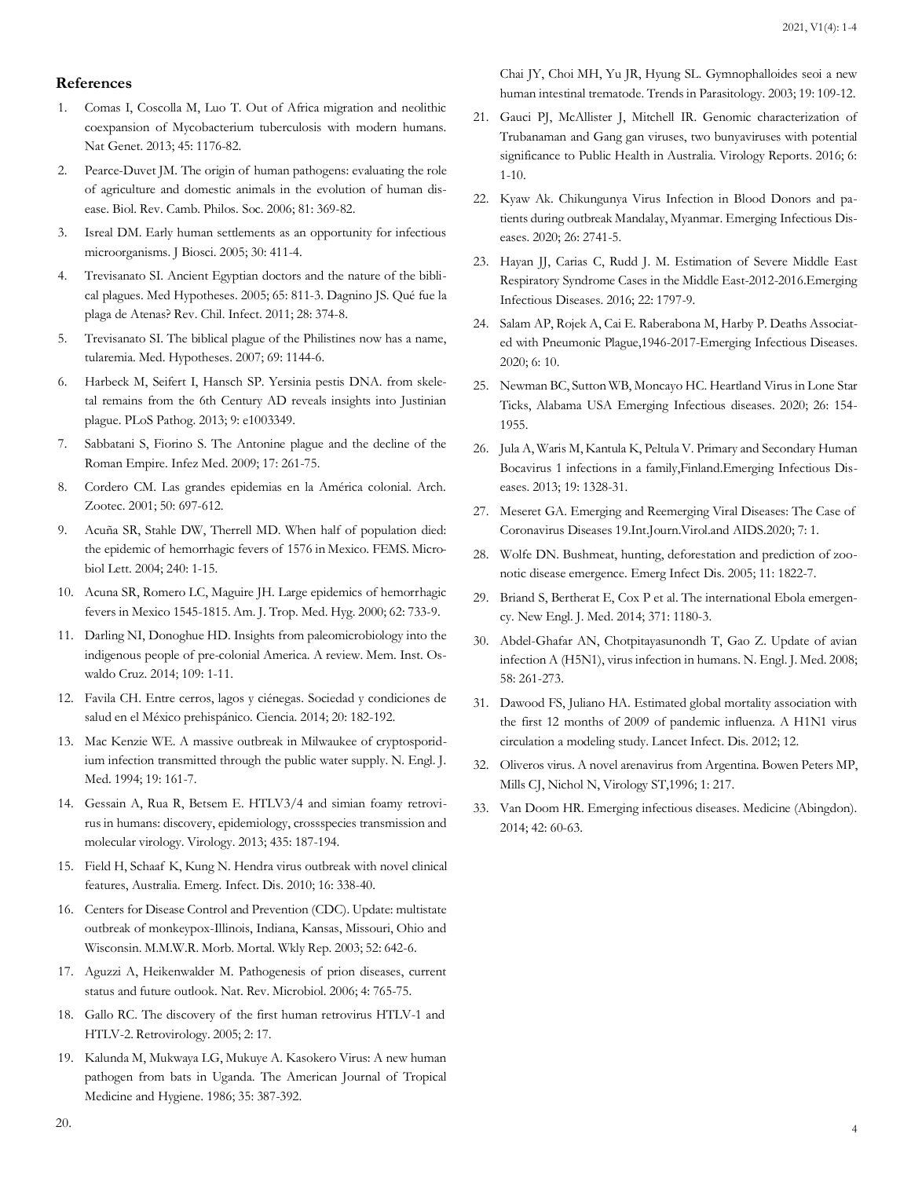## References

1. Comas I, Coscolla M, Luo T. Out of Africa migration and neolithic coexpansion of Mycobacterium tuberculosis with modern humans. Nat Genet. 2013; 45: 1176-82.
2. Pearce-Duvet JM. The origin of human pathogens: evaluating the role of agriculture and domestic animals in the evolution of human disease. Biol. Rev. Camb. Philos. Soc. 2006; 81: 369-82.
3. Isreal DM. Early human settlements as an opportunity for infectious microorganisms. J Biosci. 2005; 30: 411-4.
4. Trevisanato SI. Ancient Egyptian doctors and the nature of the biblical plagues. Med Hypotheses. 2005; 65: 811-3. Dagnino JS. Qué fue la plaga de Atenas? Rev. Chil. Infect. 2011; 28: 374-8.
5. Trevisanato SI. The biblical plague of the Philistines now has a name, tularemia. Med. Hypotheses. 2007; 69: 1144-6.
6. Harbeck M, Seifert I, Hansch SP. Yersinia pestis DNA. from skeletal remains from the 6th Century AD reveals insights into Justinian plague. PLoS Pathog. 2013; 9: e1003349.
7. Sabbatani S, Fiorino S. The Antonine plague and the decline of the Roman Empire. Infez Med. 2009; 17: 261-75.
8. Cordero CM. Las grandes epidemias en la América colonial. Arch. Zootec. 2001; 50: 697-612.
9. Acuña SR, Stahle DW, Therrell MD. When half of population died: the epidemic of hemorrhagic fevers of 1576 in Mexico. FEMS. Microbiol Lett. 2004; 240: 1-15.
10. Acuna SR, Romero LC, Maguire JH. Large epidemics of hemorrhagic fevers in Mexico 1545-1815. Am. J. Trop. Med. Hyg. 2000; 62: 733-9.
11. Darling NI, Donoghue HD. Insights from paleomicrobiology into the indigenous people of pre-colonial America. A review. Mem. Inst. Oswaldo Cruz. 2014; 109: 1-11.
12. Favila CH. Entre cerros, lagos y ciénegas. Sociedad y condiciones de salud en el México prehispánico. Ciencia. 2014; 20: 182-192.
13. Mac Kenzie WE. A massive outbreak in Milwaukee of cryptosporidium infection transmitted through the public water supply. N. Engl. J. Med. 1994; 19: 161-7.
14. Gessain A, Rua R, Betsem E. HTLV3/4 and simian foamy retrovirus in humans: discovery, epidemiology, crossspecies transmission and molecular virology. Virology. 2013; 435: 187-194.
15. Field H, Schaaf K, Kung N. Hendra virus outbreak with novel clinical features, Australia. Emerg. Infect. Dis. 2010; 16: 338-40.
16. Centers for Disease Control and Prevention (CDC). Update: multistate outbreak of monkeypox-Illinois, Indiana, Kansas, Missouri, Ohio and Wisconsin. M.M.W.R. Morb. Mortal. Wkly Rep. 2003; 52: 642-6.
17. Aguzzi A, Heikenwalder M. Pathogenesis of prion diseases, current status and future outlook. Nat. Rev. Microbiol. 2006; 4: 765-75.
18. Gallo RC. The discovery of the first human retrovirus HTLV-1 and HTLV-2. Retrovirology. 2005; 2: 17.
19. Kalunda M, Mukwaya LG, Mukuye A. Kasokero Virus: A new human pathogen from bats in Uganda. The American Journal of Tropical Medicine and Hygiene. 1986; 35: 387-392.
20. Chai JY, Choi MH, Yu JR, Hyung SL. Gymnophalloides seoi a new human intestinal trematode. Trends in Parasitology. 2003; 19: 109-12.
21. Gauci PJ, McAllister J, Mitchell IR. Genomic characterization of Trubanaman and Gang gan viruses, two bunyaviruses with potential significance to Public Health in Australia. Virology Reports. 2016; 6: 1-10.
22. Kyaw Ak. Chikungunya Virus Infection in Blood Donors and patients during outbreak Mandalay, Myanmar. Emerging Infectious Diseases. 2020; 26: 2741-5.
23. Hayan JJ, Carias C, Rudd J. M. Estimation of Severe Middle East Respiratory Syndrome Cases in the Middle East-2012-2016.Emerging Infectious Diseases. 2016; 22: 1797-9.
24. Salam AP, Rojek A, Cai E. Raberabona M, Harby P. Deaths Associated with Pneumonic Plague,1946-2017-Emerging Infectious Diseases. 2020; 6: 10.
25. Newman BC, Sutton WB, Moncayo HC. Heartland Virus in Lone Star Ticks, Alabama USA Emerging Infectious diseases. 2020; 26: 154-1955.
26. Jula A, Waris M, Kantula K, Peltula V. Primary and Secondary Human Bocavirus 1 infections in a family,Finland.Emerging Infectious Diseases. 2013; 19: 1328-31.
27. Meseret GA. Emerging and Reemerging Viral Diseases: The Case of Coronavirus Diseases 19.Int.Journ.Virol.and AIDS.2020; 7: 1.
28. Wolfe DN. Bushmeat, hunting, deforestation and prediction of zoonotic disease emergence. Emerg Infect Dis. 2005; 11: 1822-7.
29. Briand S, Bertherat E, Cox P et al. The international Ebola emergency. New Engl. J. Med. 2014; 371: 1180-3.
30. Abdel-Ghafar AN, Chotpitayasunondh T, Gao Z. Update of avian infection A (H5N1), virus infection in humans. N. Engl. J. Med. 2008; 58: 261-273.
31. Dawood FS, Juliano HA. Estimated global mortality association with the first 12 months of 2009 of pandemic influenza. A H1N1 virus circulation a modeling study. Lancet Infect. Dis. 2012; 12.
32. Oliveros virus. A novel arenavirus from Argentina. Bowen Peters MP, Mills CJ, Nichol N, Virology ST,1996; 1: 217.
33. Van Doom HR. Emerging infectious diseases. Medicine (Abingdon). 2014; 42: 60-63.